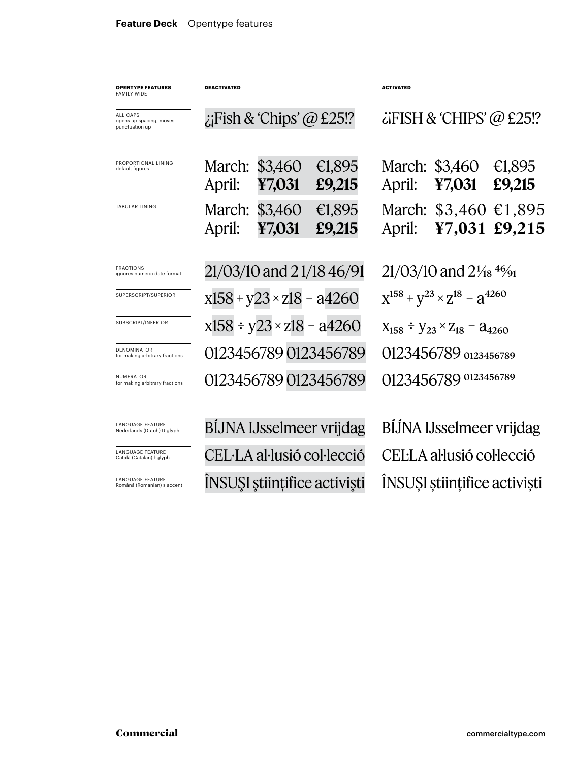**Feature Deck** Opentype features

| OPENTYPE FEATURES FAMILY WIDE | DEACTIVATED | ACTIVATED |
| --- | --- | --- |
| ALL CAPS opens up spacing, moves punctuation up | ¿¡Fish & 'Chips' @ £25!? | ¿¡FISH & 'CHIPS' @ £25!? |
| PROPORTIONAL LINING default figures | March: $3,460 €1,895<br>April: **¥7,031** **£9,215** | March: $3,460 €1,895<br>April: **¥7,031** **£9,215** |
| TABULAR LINING | March: $3,460 €1,895<br>April: **¥7,031** **£9,215** | March: $3,460 €1,895<br>April: **¥7,031** **£9,215** |
| FRACTIONS ignores numeric date format | 21/03/10 and 2 1/18 46/91 | 21/03/10 and 2 1⁄18 46⁄91 |
| SUPERSCRIPT/SUPERIOR | x158 + y23 × z18 − a4260 | $x^{158} + y^{23} \times z^{18} - a^{4260}$ |
| SUBSCRIPT/INFERIOR | x158 ÷ y23 × z18 − a4260 | $x_{158} \div y_{23} \times z_{18} - a_{4260}$ |
| DENOMINATOR for making arbitrary fractions | 0123456789 0123456789 | 0123456789 $_{0123456789}$ |
| NUMERATOR for making arbitrary fractions | 0123456789 0123456789 | 0123456789 $^{0123456789}$ |
| LANGUAGE FEATURE Nederlands (Dutch) IJ glyph | BÍJNA IJsselmeer vrijdag | BÍJ́NA IJsselmeer vrijdag |
| LANGUAGE FEATURE Català (Catalan) ŀ glyph | CEL·LA al·lusió col·lecció | CEĿLA aŀlusió coŀlecció |
| LANGUAGE FEATURE Română (Romanian) s accent | ÎNSUŞI ştiinţifice activişti | ÎNSUȘI științifice activiști |

**Commercial** commercialtype.com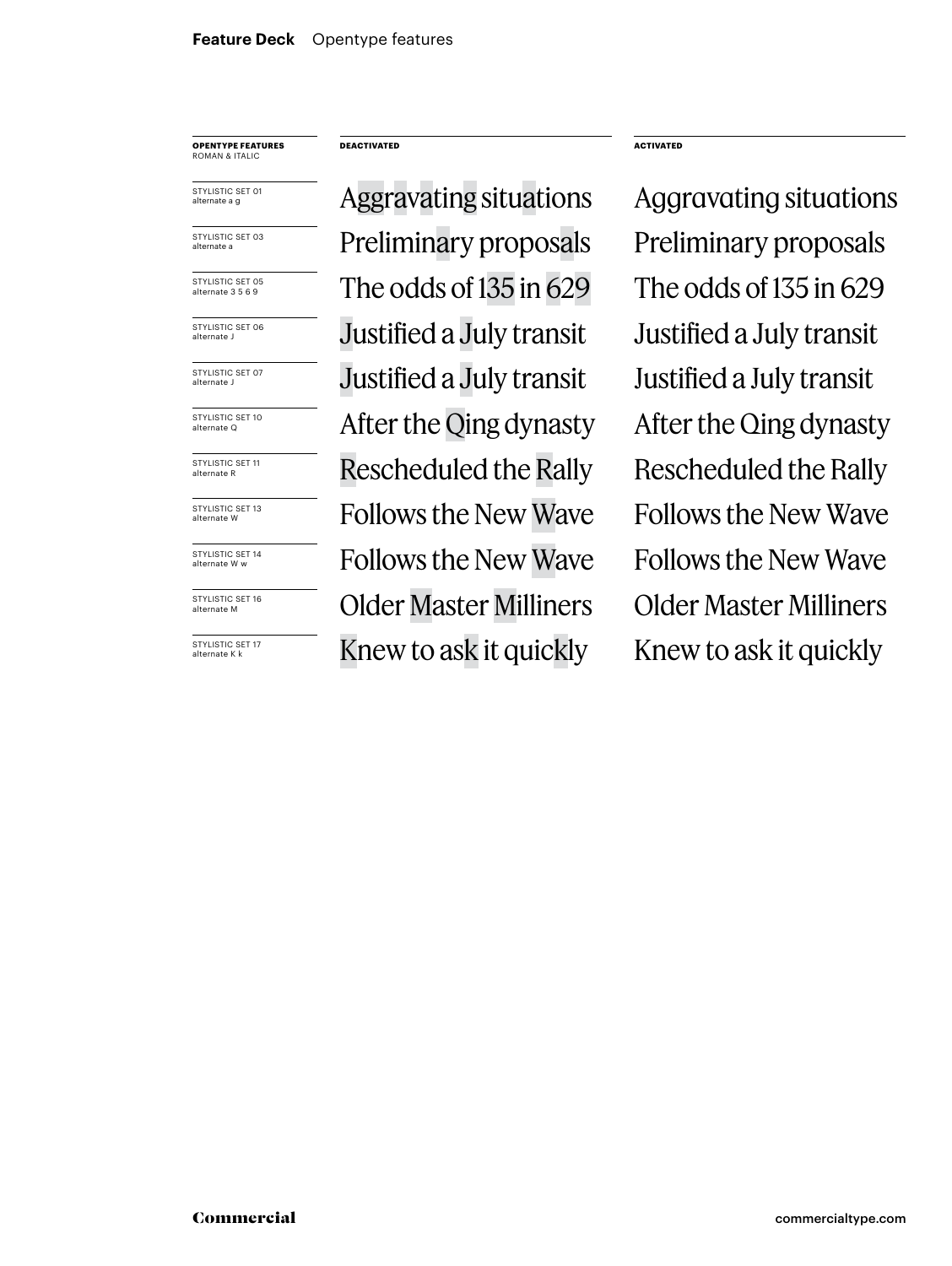**Feature Deck** Opentype features

| **OPENTYPE FEATURES** ROMAN & ITALIC | **DEACTIVATED** | **ACTIVATED** |
|---|---|---|
| STYLISTIC SET 01 alternate a g | Aggravating situations | Aggravating situations |
| STYLISTIC SET 03 alternate a | Preliminary proposals | Preliminary proposals |
| STYLISTIC SET 05 alternate 3 5 6 9 | The odds of 135 in 629 | The odds of 135 in 629 |
| STYLISTIC SET 06 alternate J | Justified a July transit | Justified a July transit |
| STYLISTIC SET 07 alternate J | Justified a July transit | Justified a July transit |
| STYLISTIC SET 10 alternate Q | After the Qing dynasty | After the Qing dynasty |
| STYLISTIC SET 11 alternate R | Rescheduled the Rally | Rescheduled the Rally |
| STYLISTIC SET 13 alternate W | Follows the New Wave | Follows the New Wave |
| STYLISTIC SET 14 alternate W w | Follows the New Wave | Follows the New Wave |
| STYLISTIC SET 16 alternate M | Older Master Milliners | Older Master Milliners |
| STYLISTIC SET 17 alternate K k | Knew to ask it quickly | Knew to ask it quickly |

Commercial commercialtype.com